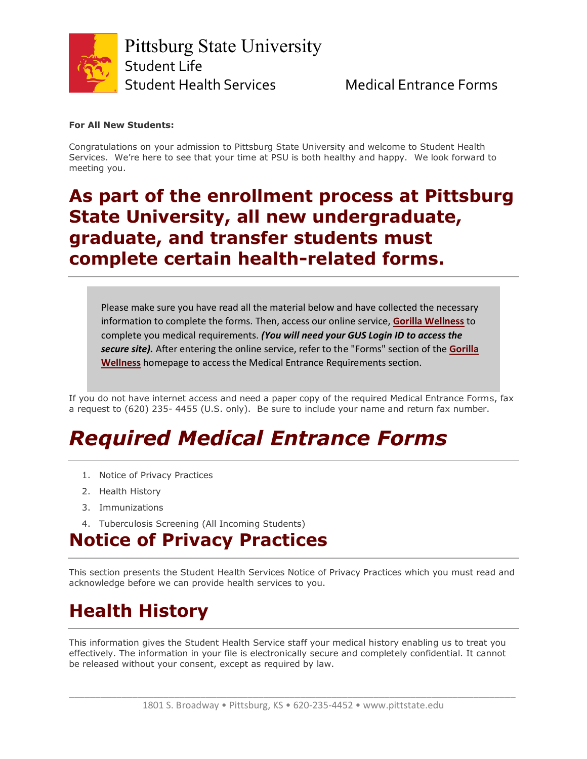Pittsburg State University
Student Life
Student Health Services

Medical Entrance Forms

**For All New Students:**

Congratulations on your admission to Pittsburg State University and welcome to Student Health Services. We're here to see that your time at PSU is both healthy and happy. We look forward to meeting you.

## As part of the enrollment process at Pittsburg State University, all new undergraduate, graduate, and transfer students must complete certain health-related forms.

Please make sure you have read all the material below and have collected the necessary information to complete the forms. Then, access our online service, **Gorilla Wellness** to complete you medical requirements. ***(You will need your GUS Login ID to access the secure site).*** After entering the online service, refer to the "Forms" section of the **Gorilla Wellness** homepage to access the Medical Entrance Requirements section.

If you do not have internet access and need a paper copy of the required Medical Entrance Forms, fax a request to (620) 235- 4455 (U.S. only). Be sure to include your name and return fax number.

# *Required Medical Entrance Forms*

1. Notice of Privacy Practices
2. Health History
3. Immunizations
4. Tuberculosis Screening (All Incoming Students)

## Notice of Privacy Practices

This section presents the Student Health Services Notice of Privacy Practices which you must read and acknowledge before we can provide health services to you.

## Health History

This information gives the Student Health Service staff your medical history enabling us to treat you effectively. The information in your file is electronically secure and completely confidential. It cannot be released without your consent, except as required by law.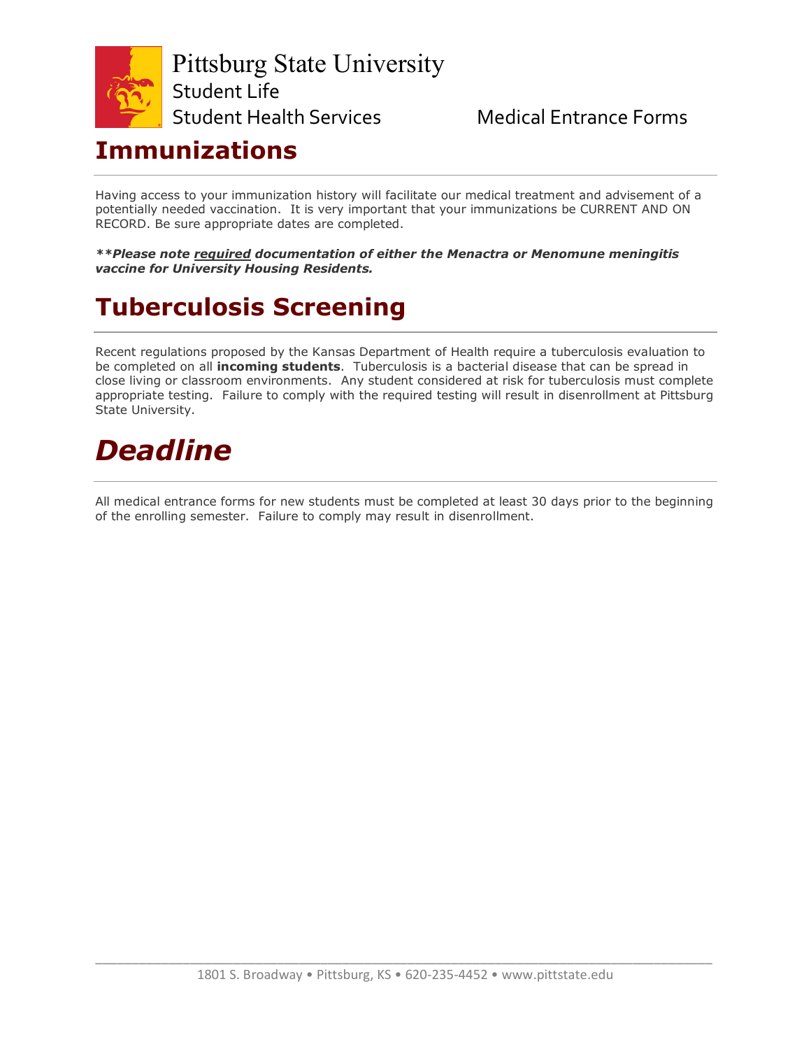Pittsburg State University
Student Life
Student Health Services

Medical Entrance Forms

# Immunizations

Having access to your immunization history will facilitate our medical treatment and advisement of a potentially needed vaccination. It is very important that your immunizations be CURRENT AND ON RECORD. Be sure appropriate dates are completed.

***\*\*Please note <u>required</u> documentation of either the Menactra or Menomune meningitis vaccine for University Housing Residents.***

# Tuberculosis Screening

Recent regulations proposed by the Kansas Department of Health require a tuberculosis evaluation to be completed on all **incoming students**. Tuberculosis is a bacterial disease that can be spread in close living or classroom environments. Any student considered at risk for tuberculosis must complete appropriate testing. Failure to comply with the required testing will result in disenrollment at Pittsburg State University.

# *Deadline*

All medical entrance forms for new students must be completed at least 30 days prior to the beginning of the enrolling semester. Failure to comply may result in disenrollment.

1801 S. Broadway • Pittsburg, KS • 620-235-4452 • www.pittstate.edu